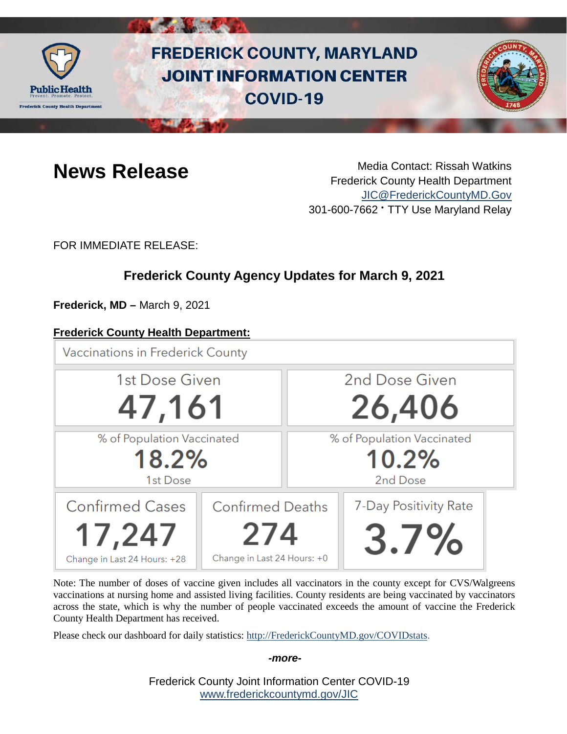# FREDERICK COUNTY, MARYLAND JOINT INFORMATION CENTER COVID-19

Public Health
Prevent. Promote. Protect.
Frederick County Health Department

## News Release

Media Contact: Rissah Watkins
Frederick County Health Department
JIC@FrederickCountyMD.Gov
301-600-7662 • TTY Use Maryland Relay

FOR IMMEDIATE RELEASE:

### Frederick County Agency Updates for March 9, 2021

**Frederick, MD –** March 9, 2021

**Frederick County Health Department:**

Vaccinations in Frederick County

| 1st Dose Given | 2nd Dose Given |
|---|---|
| 47,161 | 26,406 |
| % of Population Vaccinated 18.2% 1st Dose | % of Population Vaccinated 10.2% 2nd Dose |

| Confirmed Cases | Confirmed Deaths | 7-Day Positivity Rate |
|---|---|---|
| 17,247 | 274 | 3.7% |
| Change in Last 24 Hours: +28 | Change in Last 24 Hours: +0 | |

Note: The number of doses of vaccine given includes all vaccinators in the county except for CVS/Walgreens vaccinations at nursing home and assisted living facilities. County residents are being vaccinated by vaccinators across the state, which is why the number of people vaccinated exceeds the amount of vaccine the Frederick County Health Department has received.

Please check our dashboard for daily statistics: http://FrederickCountyMD.gov/COVIDstats.

*-more-*

Frederick County Joint Information Center COVID-19
www.frederickcountymd.gov/JIC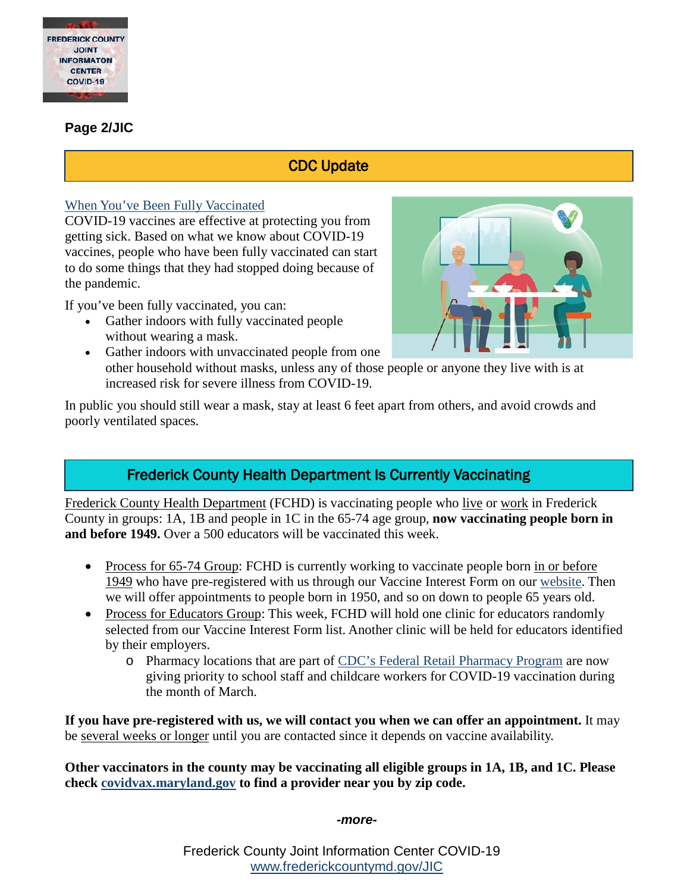**Page 2/JIC**

## CDC Update

When You've Been Fully Vaccinated

COVID-19 vaccines are effective at protecting you from getting sick. Based on what we know about COVID-19 vaccines, people who have been fully vaccinated can start to do some things that they had stopped doing because of the pandemic.

If you've been fully vaccinated, you can:

- Gather indoors with fully vaccinated people without wearing a mask.
- Gather indoors with unvaccinated people from one other household without masks, unless any of those people or anyone they live with is at increased risk for severe illness from COVID-19.

In public you should still wear a mask, stay at least 6 feet apart from others, and avoid crowds and poorly ventilated spaces.

## Frederick County Health Department Is Currently Vaccinating

Frederick County Health Department (FCHD) is vaccinating people who live or work in Frederick County in groups: 1A, 1B and people in 1C in the 65-74 age group, **now vaccinating people born in and before 1949.** Over a 500 educators will be vaccinated this week.

- Process for 65-74 Group: FCHD is currently working to vaccinate people born in or before 1949 who have pre-registered with us through our Vaccine Interest Form on our website. Then we will offer appointments to people born in 1950, and so on down to people 65 years old.
- Process for Educators Group: This week, FCHD will hold one clinic for educators randomly selected from our Vaccine Interest Form list. Another clinic will be held for educators identified by their employers.
  - Pharmacy locations that are part of CDC's Federal Retail Pharmacy Program are now giving priority to school staff and childcare workers for COVID-19 vaccination during the month of March.

**If you have pre-registered with us, we will contact you when we can offer an appointment.** It may be several weeks or longer until you are contacted since it depends on vaccine availability.

**Other vaccinators in the county may be vaccinating all eligible groups in 1A, 1B, and 1C. Please check covidvax.maryland.gov to find a provider near you by zip code.**

*-more-*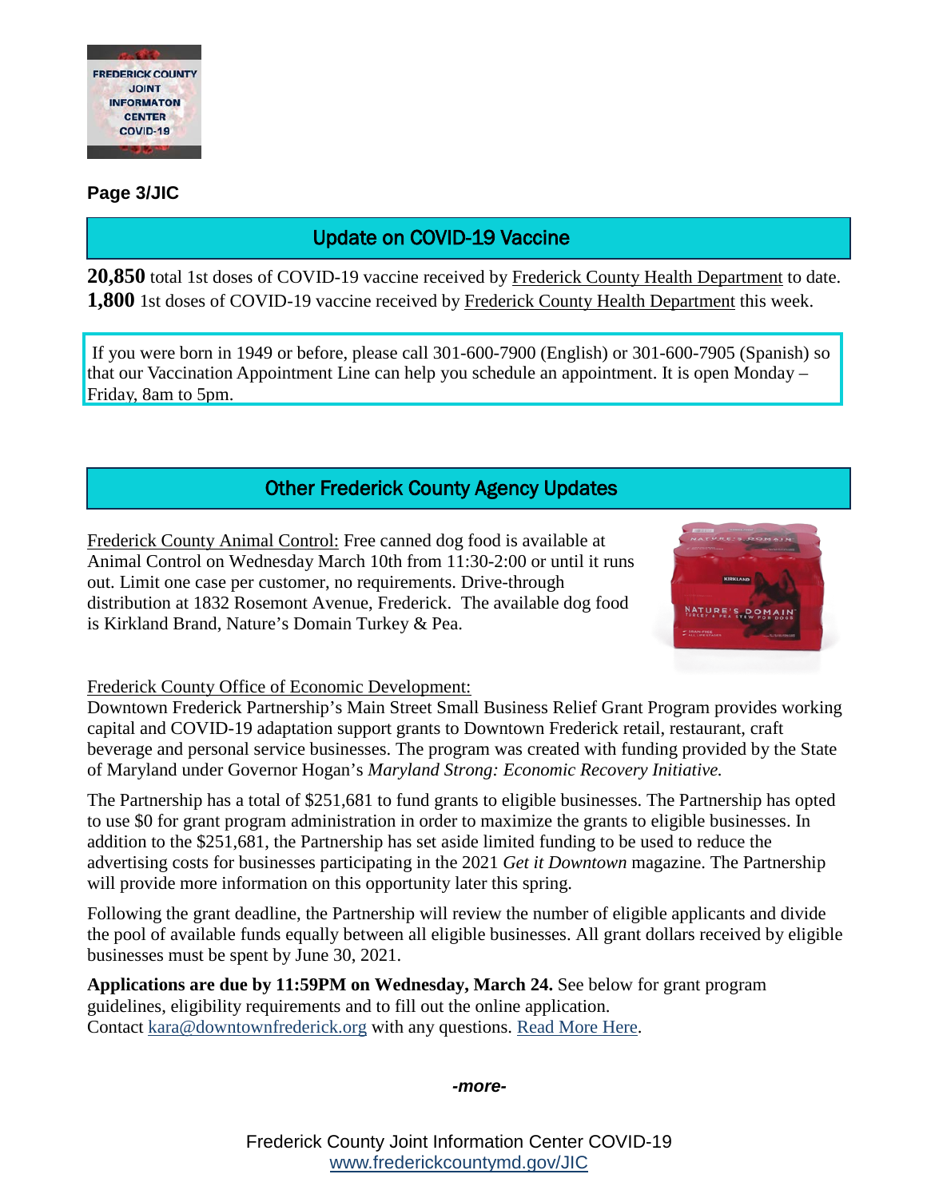## Update on COVID-19 Vaccine

**20,850** total 1st doses of COVID-19 vaccine received by Frederick County Health Department to date.
**1,800** 1st doses of COVID-19 vaccine received by Frederick County Health Department this week.

If you were born in 1949 or before, please call 301-600-7900 (English) or 301-600-7905 (Spanish) so that our Vaccination Appointment Line can help you schedule an appointment. It is open Monday – Friday, 8am to 5pm.

## Other Frederick County Agency Updates

Frederick County Animal Control: Free canned dog food is available at Animal Control on Wednesday March 10th from 11:30-2:00 or until it runs out. Limit one case per customer, no requirements. Drive-through distribution at 1832 Rosemont Avenue, Frederick. The available dog food is Kirkland Brand, Nature's Domain Turkey & Pea.

Frederick County Office of Economic Development:
Downtown Frederick Partnership's Main Street Small Business Relief Grant Program provides working capital and COVID-19 adaptation support grants to Downtown Frederick retail, restaurant, craft beverage and personal service businesses. The program was created with funding provided by the State of Maryland under Governor Hogan's *Maryland Strong: Economic Recovery Initiative.*

The Partnership has a total of $251,681 to fund grants to eligible businesses. The Partnership has opted to use $0 for grant program administration in order to maximize the grants to eligible businesses. In addition to the $251,681, the Partnership has set aside limited funding to be used to reduce the advertising costs for businesses participating in the 2021 *Get it Downtown* magazine. The Partnership will provide more information on this opportunity later this spring.

Following the grant deadline, the Partnership will review the number of eligible applicants and divide the pool of available funds equally between all eligible businesses. All grant dollars received by eligible businesses must be spent by June 30, 2021.

**Applications are due by 11:59PM on Wednesday, March 24.** See below for grant program guidelines, eligibility requirements and to fill out the online application.
Contact kara@downtownfrederick.org with any questions. Read More Here.

*-more-*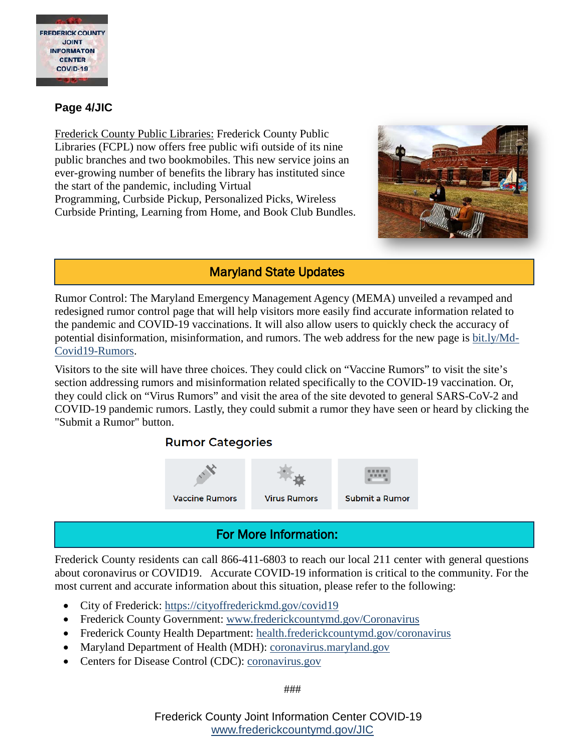**Page 4/JIC**

Frederick County Public Libraries: Frederick County Public Libraries (FCPL) now offers free public wifi outside of its nine public branches and two bookmobiles. This new service joins an ever-growing number of benefits the library has instituted since the start of the pandemic, including Virtual Programming, Curbside Pickup, Personalized Picks, Wireless Curbside Printing, Learning from Home, and Book Club Bundles.

## Maryland State Updates

Rumor Control: The Maryland Emergency Management Agency (MEMA) unveiled a revamped and redesigned rumor control page that will help visitors more easily find accurate information related to the pandemic and COVID-19 vaccinations. It will also allow users to quickly check the accuracy of potential disinformation, misinformation, and rumors. The web address for the new page is bit.ly/Md-Covid19-Rumors.

Visitors to the site will have three choices. They could click on "Vaccine Rumors" to visit the site's section addressing rumors and misinformation related specifically to the COVID-19 vaccination. Or, they could click on "Virus Rumors" and visit the area of the site devoted to general SARS-CoV-2 and COVID-19 pandemic rumors. Lastly, they could submit a rumor they have seen or heard by clicking the "Submit a Rumor" button.

Rumor Categories

Vaccine Rumors

Virus Rumors

Submit a Rumor

## For More Information:

Frederick County residents can call 866-411-6803 to reach our local 211 center with general questions about coronavirus or COVID19. Accurate COVID-19 information is critical to the community. For the most current and accurate information about this situation, please refer to the following:

- City of Frederick: https://cityoffrederickmd.gov/covid19
- Frederick County Government: www.frederickcountymd.gov/Coronavirus
- Frederick County Health Department: health.frederickcountymd.gov/coronavirus
- Maryland Department of Health (MDH): coronavirus.maryland.gov
- Centers for Disease Control (CDC): coronavirus.gov

###

Frederick County Joint Information Center COVID-19
www.frederickcountymd.gov/JIC